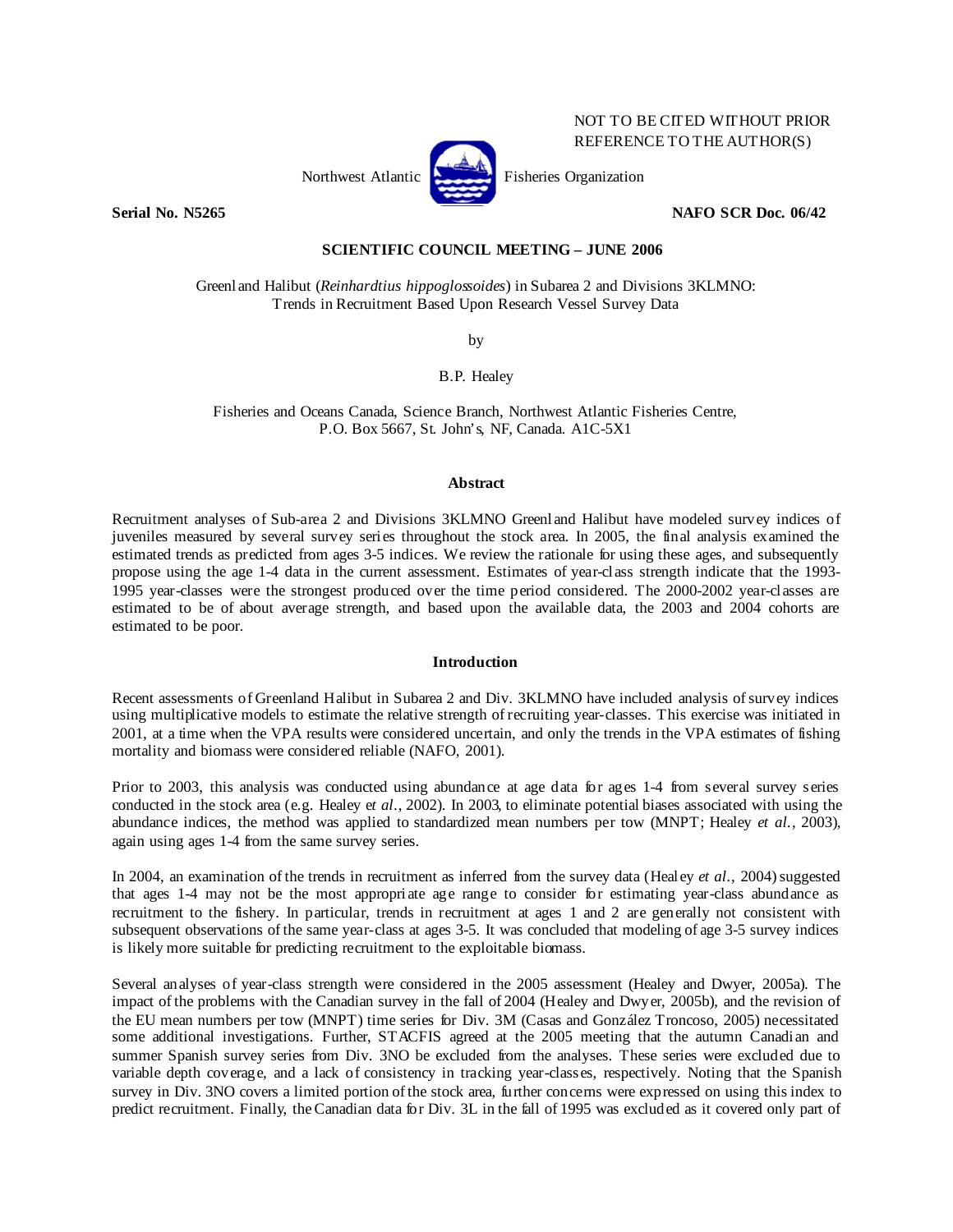NOT TO BE CITED WITHOUT PRIOR REFERENCE TO THE AUTHOR(S)

Northwest Atlantic Fisheries Organization

**Serial No. N5265** **NAFO SCR Doc. 06/42**

**SCIENTIFIC COUNCIL MEETING – JUNE 2006**

Greenland Halibut (*Reinhardtius hippoglossoides*) in Subarea 2 and Divisions 3KLMNO: Trends in Recruitment Based Upon Research Vessel Survey Data

by

B.P. Healey

Fisheries and Oceans Canada, Science Branch, Northwest Atlantic Fisheries Centre, P.O. Box 5667, St. John's, NF, Canada. A1C-5X1

## Abstract

Recruitment analyses of Sub-area 2 and Divisions 3KLMNO Greenland Halibut have modeled survey indices of juveniles measured by several survey series throughout the stock area. In 2005, the final analysis examined the estimated trends as predicted from ages 3-5 indices. We review the rationale for using these ages, and subsequently propose using the age 1-4 data in the current assessment. Estimates of year-class strength indicate that the 1993-1995 year-classes were the strongest produced over the time period considered. The 2000-2002 year-classes are estimated to be of about average strength, and based upon the available data, the 2003 and 2004 cohorts are estimated to be poor.

## Introduction

Recent assessments of Greenland Halibut in Subarea 2 and Div. 3KLMNO have included analysis of survey indices using multiplicative models to estimate the relative strength of recruiting year-classes. This exercise was initiated in 2001, at a time when the VPA results were considered uncertain, and only the trends in the VPA estimates of fishing mortality and biomass were considered reliable (NAFO, 2001).

Prior to 2003, this analysis was conducted using abundance at age data for ages 1-4 from several survey series conducted in the stock area (e.g. Healey e*t al.*, 2002). In 2003, to eliminate potential biases associated with using the abundance indices, the method was applied to standardized mean numbers per tow (MNPT; Healey *et al.*, 2003), again using ages 1-4 from the same survey series.

In 2004, an examination of the trends in recruitment as inferred from the survey data (Healey *et al.*, 2004) suggested that ages 1-4 may not be the most appropriate age range to consider for estimating year-class abundance as recruitment to the fishery. In particular, trends in recruitment at ages 1 and 2 are generally not consistent with subsequent observations of the same year-class at ages 3-5. It was concluded that modeling of age 3-5 survey indices is likely more suitable for predicting recruitment to the exploitable biomass.

Several analyses of year-class strength were considered in the 2005 assessment (Healey and Dwyer, 2005a). The impact of the problems with the Canadian survey in the fall of 2004 (Healey and Dwyer, 2005b), and the revision of the EU mean numbers per tow (MNPT) time series for Div. 3M (Casas and González Troncoso, 2005) necessitated some additional investigations. Further, STACFIS agreed at the 2005 meeting that the autumn Canadian and summer Spanish survey series from Div. 3NO be excluded from the analyses. These series were excluded due to variable depth coverage, and a lack of consistency in tracking year-classes, respectively. Noting that the Spanish survey in Div. 3NO covers a limited portion of the stock area, further concerns were expressed on using this index to predict recruitment. Finally, the Canadian data for Div. 3L in the fall of 1995 was excluded as it covered only part of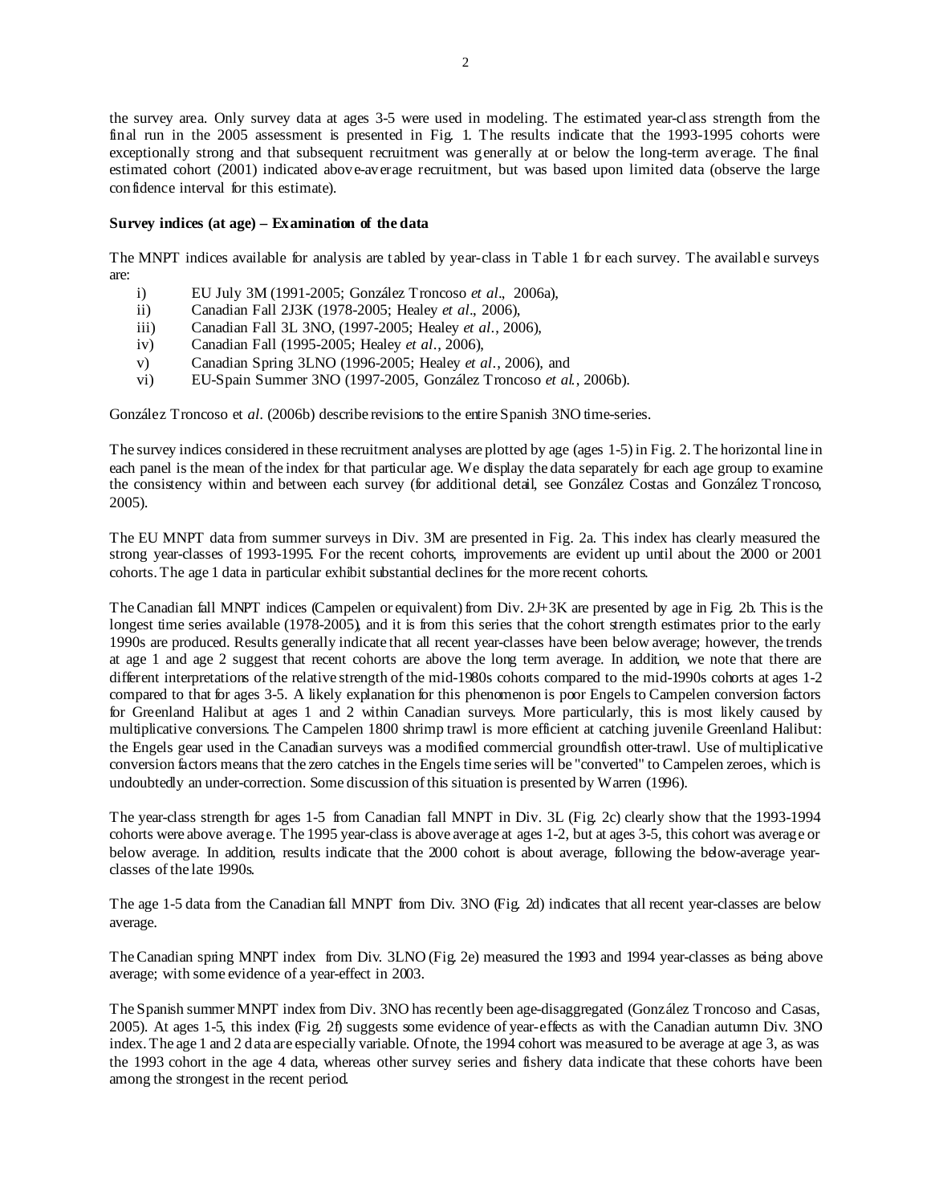the survey area. Only survey data at ages 3-5 were used in modeling. The estimated year-class strength from the final run in the 2005 assessment is presented in Fig. 1. The results indicate that the 1993-1995 cohorts were exceptionally strong and that subsequent recruitment was generally at or below the long-term average. The final estimated cohort (2001) indicated above-average recruitment, but was based upon limited data (observe the large confidence interval for this estimate).

**Survey indices (at age) – Examination of the data**

The MNPT indices available for analysis are tabled by year-class in Table 1 for each survey. The available surveys are:

i) EU July 3M (1991-2005; González Troncoso *et al*., 2006a),
ii) Canadian Fall 2J3K (1978-2005; Healey *et al*., 2006),
iii) Canadian Fall 3L 3NO, (1997-2005; Healey *et al*., 2006),
iv) Canadian Fall (1995-2005; Healey *et al*., 2006),
v) Canadian Spring 3LNO (1996-2005; Healey *et al*., 2006), and
vi) EU-Spain Summer 3NO (1997-2005, González Troncoso *et al*., 2006b).

González Troncoso et *al*. (2006b) describe revisions to the entire Spanish 3NO time-series.

The survey indices considered in these recruitment analyses are plotted by age (ages 1-5) in Fig. 2. The horizontal line in each panel is the mean of the index for that particular age. We display the data separately for each age group to examine the consistency within and between each survey (for additional detail, see González Costas and González Troncoso, 2005).

The EU MNPT data from summer surveys in Div. 3M are presented in Fig. 2a. This index has clearly measured the strong year-classes of 1993-1995. For the recent cohorts, improvements are evident up until about the 2000 or 2001 cohorts. The age 1 data in particular exhibit substantial declines for the more recent cohorts.

The Canadian fall MNPT indices (Campelen or equivalent) from Div. 2J+3K are presented by age in Fig. 2b. This is the longest time series available (1978-2005), and it is from this series that the cohort strength estimates prior to the early 1990s are produced. Results generally indicate that all recent year-classes have been below average; however, the trends at age 1 and age 2 suggest that recent cohorts are above the long term average. In addition, we note that there are different interpretations of the relative strength of the mid-1980s cohorts compared to the mid-1990s cohorts at ages 1-2 compared to that for ages 3-5. A likely explanation for this phenomenon is poor Engels to Campelen conversion factors for Greenland Halibut at ages 1 and 2 within Canadian surveys. More particularly, this is most likely caused by multiplicative conversions. The Campelen 1800 shrimp trawl is more efficient at catching juvenile Greenland Halibut: the Engels gear used in the Canadian surveys was a modified commercial groundfish otter-trawl. Use of multiplicative conversion factors means that the zero catches in the Engels time series will be "converted" to Campelen zeroes, which is undoubtedly an under-correction. Some discussion of this situation is presented by Warren (1996).

The year-class strength for ages 1-5 from Canadian fall MNPT in Div. 3L (Fig. 2c) clearly show that the 1993-1994 cohorts were above average. The 1995 year-class is above average at ages 1-2, but at ages 3-5, this cohort was average or below average. In addition, results indicate that the 2000 cohort is about average, following the below-average year-classes of the late 1990s.

The age 1-5 data from the Canadian fall MNPT from Div. 3NO (Fig. 2d) indicates that all recent year-classes are below average.

The Canadian spring MNPT index from Div. 3LNO (Fig. 2e) measured the 1993 and 1994 year-classes as being above average; with some evidence of a year-effect in 2003.

The Spanish summer MNPT index from Div. 3NO has recently been age-disaggregated (González Troncoso and Casas, 2005). At ages 1-5, this index (Fig. 2f) suggests some evidence of year-effects as with the Canadian autumn Div. 3NO index. The age 1 and 2 data are especially variable. Of note, the 1994 cohort was measured to be average at age 3, as was the 1993 cohort in the age 4 data, whereas other survey series and fishery data indicate that these cohorts have been among the strongest in the recent period.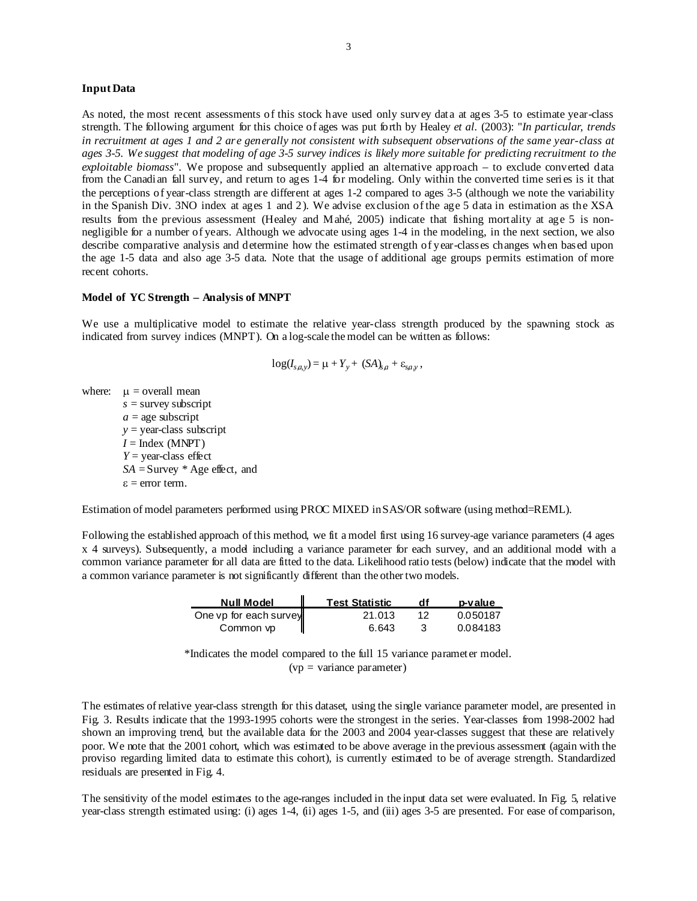**Input Data**

As noted, the most recent assessments of this stock have used only survey data at ages 3-5 to estimate year-class strength. The following argument for this choice of ages was put forth by Healey *et al.* (2003): "*In particular, trends in recruitment at ages 1 and 2 are generally not consistent with subsequent observations of the same year-class at ages 3-5. We suggest that modeling of age 3-5 survey indices is likely more suitable for predicting recruitment to the exploitable biomass*". We propose and subsequently applied an alternative approach – to exclude converted data from the Canadian fall survey, and return to ages 1-4 for modeling. Only within the converted time series is it that the perceptions of year-class strength are different at ages 1-2 compared to ages 3-5 (although we note the variability in the Spanish Div. 3NO index at ages 1 and 2). We advise exclusion of the age 5 data in estimation as the XSA results from the previous assessment (Healey and Mahé, 2005) indicate that fishing mortality at age 5 is non-negligible for a number of years. Although we advocate using ages 1-4 in the modeling, in the next section, we also describe comparative analysis and determine how the estimated strength of year-classes changes when based upon the age 1-5 data and also age 3-5 data. Note that the usage of additional age groups permits estimation of more recent cohorts.

**Model of YC Strength – Analysis of MNPT**

We use a multiplicative model to estimate the relative year-class strength produced by the spawning stock as indicated from survey indices (MNPT). On a log-scale the model can be written as follows:

$$\log(I_{s,a,y}) = \mu + Y_y + (SA)_{s,a} + \varepsilon_{s,a,y}\,,$$

where:
- $\mu$ = overall mean
- $s$ = survey subscript
- $a$ = age subscript
- $y$ = year-class subscript
- $I$ = Index (MNPT)
- $Y$ = year-class effect
- $SA$ = Survey * Age effect, and
- $\varepsilon$ = error term.

Estimation of model parameters performed using PROC MIXED in SAS/OR software (using method=REML).

Following the established approach of this method, we fit a model first using 16 survey-age variance parameters (4 ages x 4 surveys). Subsequently, a model including a variance parameter for each survey, and an additional model with a common variance parameter for all data are fitted to the data. Likelihood ratio tests (below) indicate that the model with a common variance parameter is not significantly different than the other two models.

| Null Model | Test Statistic | df | p-value |
|---|---|---|---|
| One vp for each survey | 21.013 | 12 | 0.050187 |
| Common vp | 6.643 | 3 | 0.084183 |

*Indicates the model compared to the full 15 variance parameter model.
(vp = variance parameter)

The estimates of relative year-class strength for this dataset, using the single variance parameter model, are presented in Fig. 3. Results indicate that the 1993-1995 cohorts were the strongest in the series. Year-classes from 1998-2002 had shown an improving trend, but the available data for the 2003 and 2004 year-classes suggest that these are relatively poor. We note that the 2001 cohort, which was estimated to be above average in the previous assessment (again with the proviso regarding limited data to estimate this cohort), is currently estimated to be of average strength. Standardized residuals are presented in Fig. 4.

The sensitivity of the model estimates to the age-ranges included in the input data set were evaluated. In Fig. 5, relative year-class strength estimated using: (i) ages 1-4, (ii) ages 1-5, and (iii) ages 3-5 are presented. For ease of comparison,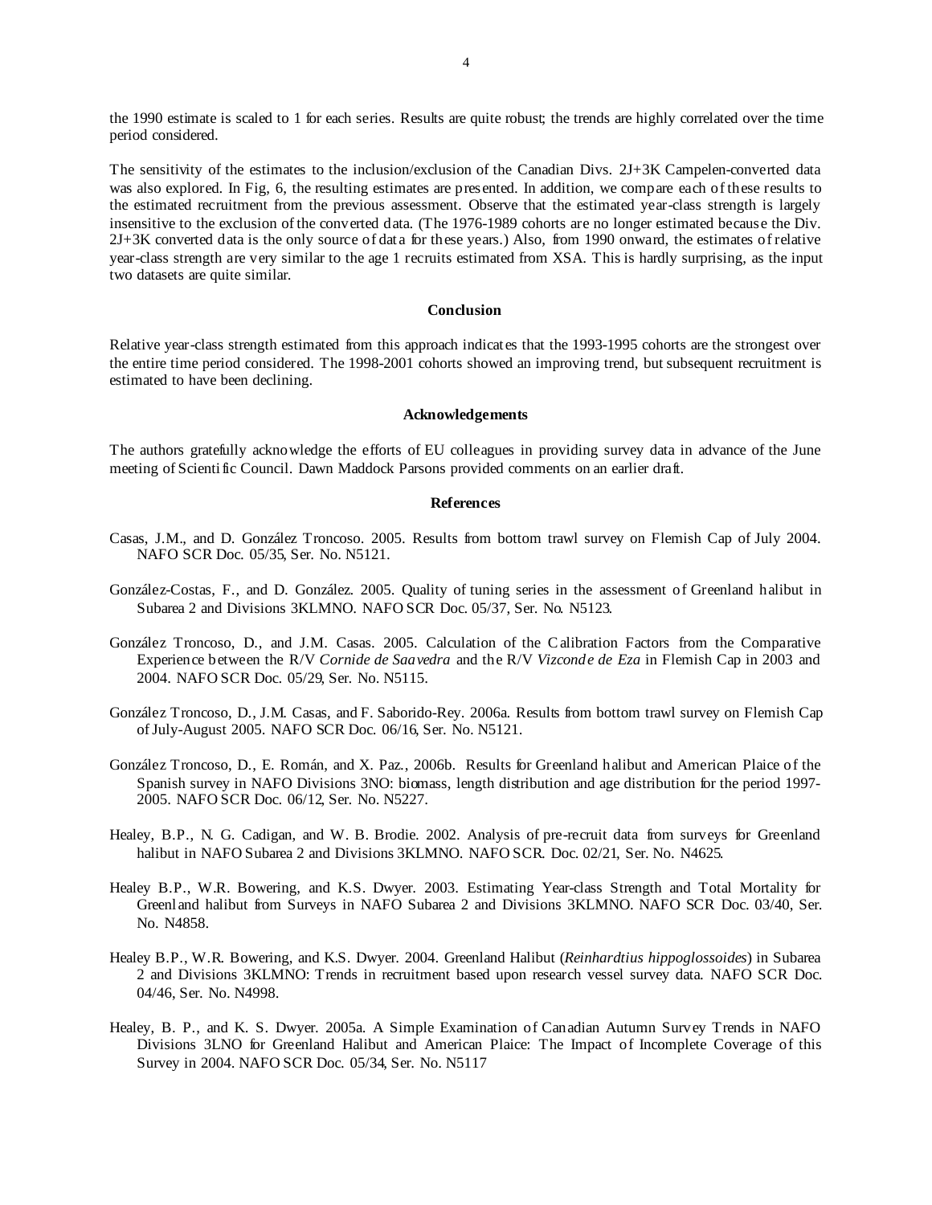the 1990 estimate is scaled to 1 for each series. Results are quite robust; the trends are highly correlated over the time period considered.

The sensitivity of the estimates to the inclusion/exclusion of the Canadian Divs. 2J+3K Campelen-converted data was also explored. In Fig, 6, the resulting estimates are presented. In addition, we compare each of these results to the estimated recruitment from the previous assessment. Observe that the estimated year-class strength is largely insensitive to the exclusion of the converted data. (The 1976-1989 cohorts are no longer estimated because the Div. 2J+3K converted data is the only source of data for these years.) Also, from 1990 onward, the estimates of relative year-class strength are very similar to the age 1 recruits estimated from XSA. This is hardly surprising, as the input two datasets are quite similar.

## Conclusion

Relative year-class strength estimated from this approach indicates that the 1993-1995 cohorts are the strongest over the entire time period considered. The 1998-2001 cohorts showed an improving trend, but subsequent recruitment is estimated to have been declining.

## Acknowledgements

The authors gratefully acknowledge the efforts of EU colleagues in providing survey data in advance of the June meeting of Scientific Council. Dawn Maddock Parsons provided comments on an earlier draft.

## References

Casas, J.M., and D. González Troncoso. 2005. Results from bottom trawl survey on Flemish Cap of July 2004. NAFO SCR Doc. 05/35, Ser. No. N5121.

González-Costas, F., and D. González. 2005. Quality of tuning series in the assessment of Greenland halibut in Subarea 2 and Divisions 3KLMNO. NAFO SCR Doc. 05/37, Ser. No. N5123.

González Troncoso, D., and J.M. Casas. 2005. Calculation of the Calibration Factors from the Comparative Experience between the R/V *Cornide de Saavedra* and the R/V *Vizconde de Eza* in Flemish Cap in 2003 and 2004. NAFO SCR Doc. 05/29, Ser. No. N5115.

González Troncoso, D., J.M. Casas, and F. Saborido-Rey. 2006a. Results from bottom trawl survey on Flemish Cap of July-August 2005. NAFO SCR Doc. 06/16, Ser. No. N5121.

González Troncoso, D., E. Román, and X. Paz., 2006b. Results for Greenland halibut and American Plaice of the Spanish survey in NAFO Divisions 3NO: biomass, length distribution and age distribution for the period 1997-2005. NAFO SCR Doc. 06/12, Ser. No. N5227.

Healey, B.P., N. G. Cadigan, and W. B. Brodie. 2002. Analysis of pre-recruit data from surveys for Greenland halibut in NAFO Subarea 2 and Divisions 3KLMNO. NAFO SCR. Doc. 02/21, Ser. No. N4625.

Healey B.P., W.R. Bowering, and K.S. Dwyer. 2003. Estimating Year-class Strength and Total Mortality for Greenland halibut from Surveys in NAFO Subarea 2 and Divisions 3KLMNO. NAFO SCR Doc. 03/40, Ser. No. N4858.

Healey B.P., W.R. Bowering, and K.S. Dwyer. 2004. Greenland Halibut (*Reinhardtius hippoglossoides*) in Subarea 2 and Divisions 3KLMNO: Trends in recruitment based upon research vessel survey data. NAFO SCR Doc. 04/46, Ser. No. N4998.

Healey, B. P., and K. S. Dwyer. 2005a. A Simple Examination of Canadian Autumn Survey Trends in NAFO Divisions 3LNO for Greenland Halibut and American Plaice: The Impact of Incomplete Coverage of this Survey in 2004. NAFO SCR Doc. 05/34, Ser. No. N5117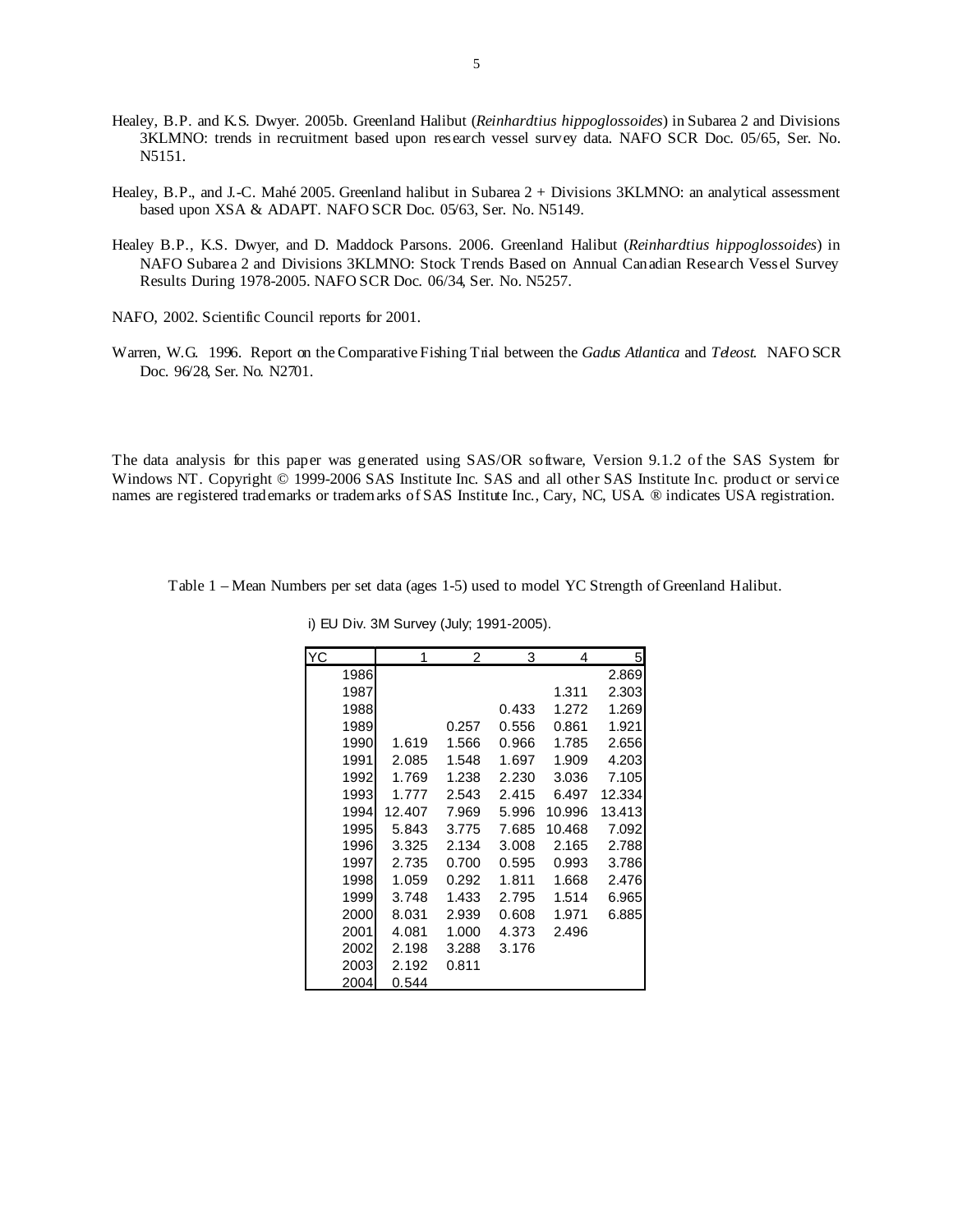Healey, B.P. and K.S. Dwyer. 2005b. Greenland Halibut (*Reinhardtius hippoglossoides*) in Subarea 2 and Divisions 3KLMNO: trends in recruitment based upon research vessel survey data. NAFO SCR Doc. 05/65, Ser. No. N5151.

Healey, B.P., and J.-C. Mahé 2005. Greenland halibut in Subarea 2 + Divisions 3KLMNO: an analytical assessment based upon XSA & ADAPT. NAFO SCR Doc. 05/63, Ser. No. N5149.

Healey B.P., K.S. Dwyer, and D. Maddock Parsons. 2006. Greenland Halibut (*Reinhardtius hippoglossoides*) in NAFO Subarea 2 and Divisions 3KLMNO: Stock Trends Based on Annual Canadian Research Vessel Survey Results During 1978-2005. NAFO SCR Doc. 06/34, Ser. No. N5257.

NAFO, 2002. Scientific Council reports for 2001.

Warren, W.G. 1996. Report on the Comparative Fishing Trial between the *Gadus Atlantica* and *Teleost*. NAFO SCR Doc. 96/28, Ser. No. N2701.

The data analysis for this paper was generated using SAS/OR software, Version 9.1.2 of the SAS System for Windows NT. Copyright © 1999-2006 SAS Institute Inc. SAS and all other SAS Institute Inc. product or service names are registered trademarks or trademarks of SAS Institute Inc., Cary, NC, USA. ® indicates USA registration.

Table 1 – Mean Numbers per set data (ages 1-5) used to model YC Strength of Greenland Halibut.

i) EU Div. 3M Survey (July; 1991-2005).

| YC | 1 | 2 | 3 | 4 | 5 |
|---|---|---|---|---|---|
| 1986 | | | | | 2.869 |
| 1987 | | | | 1.311 | 2.303 |
| 1988 | | | 0.433 | 1.272 | 1.269 |
| 1989 | | 0.257 | 0.556 | 0.861 | 1.921 |
| 1990 | 1.619 | 1.566 | 0.966 | 1.785 | 2.656 |
| 1991 | 2.085 | 1.548 | 1.697 | 1.909 | 4.203 |
| 1992 | 1.769 | 1.238 | 2.230 | 3.036 | 7.105 |
| 1993 | 1.777 | 2.543 | 2.415 | 6.497 | 12.334 |
| 1994 | 12.407 | 7.969 | 5.996 | 10.996 | 13.413 |
| 1995 | 5.843 | 3.775 | 7.685 | 10.468 | 7.092 |
| 1996 | 3.325 | 2.134 | 3.008 | 2.165 | 2.788 |
| 1997 | 2.735 | 0.700 | 0.595 | 0.993 | 3.786 |
| 1998 | 1.059 | 0.292 | 1.811 | 1.668 | 2.476 |
| 1999 | 3.748 | 1.433 | 2.795 | 1.514 | 6.965 |
| 2000 | 8.031 | 2.939 | 0.608 | 1.971 | 6.885 |
| 2001 | 4.081 | 1.000 | 4.373 | 2.496 | |
| 2002 | 2.198 | 3.288 | 3.176 | | |
| 2003 | 2.192 | 0.811 | | | |
| 2004 | 0.544 | | | | |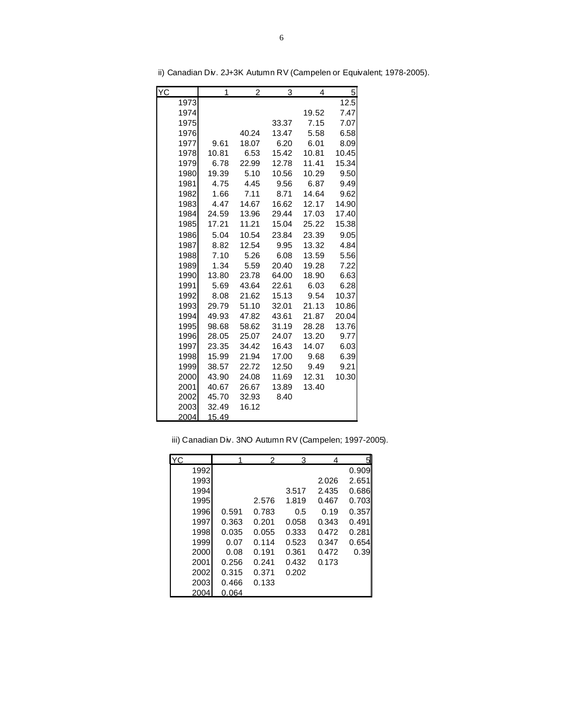ii) Canadian Div. 2J+3K Autumn RV (Campelen or Equivalent; 1978-2005).

| YC | 1 | 2 | 3 | 4 | 5 |
|---|---|---|---|---|---|
| 1973 | | | | | 12.5 |
| 1974 | | | | 19.52 | 7.47 |
| 1975 | | | 33.37 | 7.15 | 7.07 |
| 1976 | | 40.24 | 13.47 | 5.58 | 6.58 |
| 1977 | 9.61 | 18.07 | 6.20 | 6.01 | 8.09 |
| 1978 | 10.81 | 6.53 | 15.42 | 10.81 | 10.45 |
| 1979 | 6.78 | 22.99 | 12.78 | 11.41 | 15.34 |
| 1980 | 19.39 | 5.10 | 10.56 | 10.29 | 9.50 |
| 1981 | 4.75 | 4.45 | 9.56 | 6.87 | 9.49 |
| 1982 | 1.66 | 7.11 | 8.71 | 14.64 | 9.62 |
| 1983 | 4.47 | 14.67 | 16.62 | 12.17 | 14.90 |
| 1984 | 24.59 | 13.96 | 29.44 | 17.03 | 17.40 |
| 1985 | 17.21 | 11.21 | 15.04 | 25.22 | 15.38 |
| 1986 | 5.04 | 10.54 | 23.84 | 23.39 | 9.05 |
| 1987 | 8.82 | 12.54 | 9.95 | 13.32 | 4.84 |
| 1988 | 7.10 | 5.26 | 6.08 | 13.59 | 5.56 |
| 1989 | 1.34 | 5.59 | 20.40 | 19.28 | 7.22 |
| 1990 | 13.80 | 23.78 | 64.00 | 18.90 | 6.63 |
| 1991 | 5.69 | 43.64 | 22.61 | 6.03 | 6.28 |
| 1992 | 8.08 | 21.62 | 15.13 | 9.54 | 10.37 |
| 1993 | 29.79 | 51.10 | 32.01 | 21.13 | 10.86 |
| 1994 | 49.93 | 47.82 | 43.61 | 21.87 | 20.04 |
| 1995 | 98.68 | 58.62 | 31.19 | 28.28 | 13.76 |
| 1996 | 28.05 | 25.07 | 24.07 | 13.20 | 9.77 |
| 1997 | 23.35 | 34.42 | 16.43 | 14.07 | 6.03 |
| 1998 | 15.99 | 21.94 | 17.00 | 9.68 | 6.39 |
| 1999 | 38.57 | 22.72 | 12.50 | 9.49 | 9.21 |
| 2000 | 43.90 | 24.08 | 11.69 | 12.31 | 10.30 |
| 2001 | 40.67 | 26.67 | 13.89 | 13.40 | |
| 2002 | 45.70 | 32.93 | 8.40 | | |
| 2003 | 32.49 | 16.12 | | | |
| 2004 | 15.49 | | | | |

iii) Canadian Div. 3NO Autumn RV (Campelen; 1997-2005).

| YC | 1 | 2 | 3 | 4 | 5 |
|---|---|---|---|---|---|
| 1992 | | | | | 0.909 |
| 1993 | | | | 2.026 | 2.651 |
| 1994 | | | 3.517 | 2.435 | 0.686 |
| 1995 | | 2.576 | 1.819 | 0.467 | 0.703 |
| 1996 | 0.591 | 0.783 | 0.5 | 0.19 | 0.357 |
| 1997 | 0.363 | 0.201 | 0.058 | 0.343 | 0.491 |
| 1998 | 0.035 | 0.055 | 0.333 | 0.472 | 0.281 |
| 1999 | 0.07 | 0.114 | 0.523 | 0.347 | 0.654 |
| 2000 | 0.08 | 0.191 | 0.361 | 0.472 | 0.39 |
| 2001 | 0.256 | 0.241 | 0.432 | 0.173 | |
| 2002 | 0.315 | 0.371 | 0.202 | | |
| 2003 | 0.466 | 0.133 | | | |
| 2004 | 0.064 | | | | |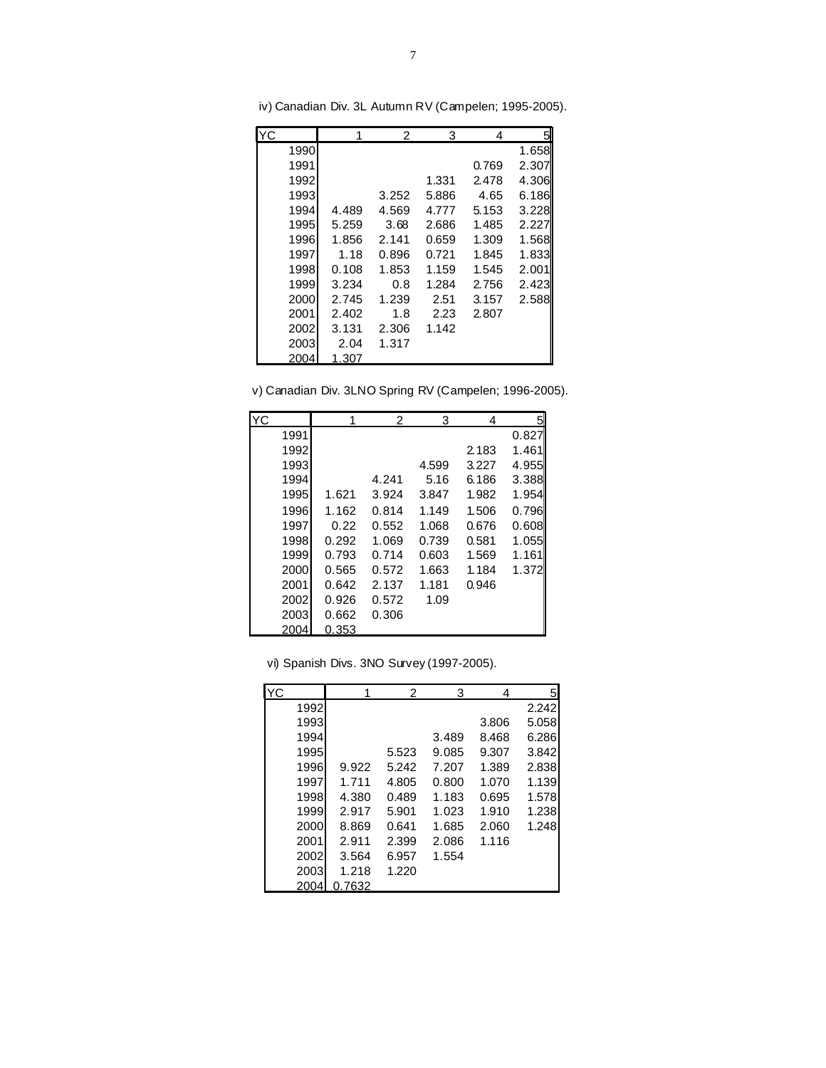iv) Canadian Div. 3L Autumn RV (Campelen; 1995-2005).

| YC | 1 | 2 | 3 | 4 | 5 |
|---|---|---|---|---|---|
| 1990 | | | | | 1.658 |
| 1991 | | | | 0.769 | 2.307 |
| 1992 | | | 1.331 | 2.478 | 4.306 |
| 1993 | | 3.252 | 5.886 | 4.65 | 6.186 |
| 1994 | 4.489 | 4.569 | 4.777 | 5.153 | 3.228 |
| 1995 | 5.259 | 3.68 | 2.686 | 1.485 | 2.227 |
| 1996 | 1.856 | 2.141 | 0.659 | 1.309 | 1.568 |
| 1997 | 1.18 | 0.896 | 0.721 | 1.845 | 1.833 |
| 1998 | 0.108 | 1.853 | 1.159 | 1.545 | 2.001 |
| 1999 | 3.234 | 0.8 | 1.284 | 2.756 | 2.423 |
| 2000 | 2.745 | 1.239 | 2.51 | 3.157 | 2.588 |
| 2001 | 2.402 | 1.8 | 2.23 | 2.807 | |
| 2002 | 3.131 | 2.306 | 1.142 | | |
| 2003 | 2.04 | 1.317 | | | |
| 2004 | 1.307 | | | | |

v) Canadian Div. 3LNO Spring RV (Campelen; 1996-2005).

| YC | 1 | 2 | 3 | 4 | 5 |
|---|---|---|---|---|---|
| 1991 | | | | | 0.827 |
| 1992 | | | | 2.183 | 1.461 |
| 1993 | | | 4.599 | 3.227 | 4.955 |
| 1994 | | 4.241 | 5.16 | 6.186 | 3.388 |
| 1995 | 1.621 | 3.924 | 3.847 | 1.982 | 1.954 |
| 1996 | 1.162 | 0.814 | 1.149 | 1.506 | 0.796 |
| 1997 | 0.22 | 0.552 | 1.068 | 0.676 | 0.608 |
| 1998 | 0.292 | 1.069 | 0.739 | 0.581 | 1.055 |
| 1999 | 0.793 | 0.714 | 0.603 | 1.569 | 1.161 |
| 2000 | 0.565 | 0.572 | 1.663 | 1.184 | 1.372 |
| 2001 | 0.642 | 2.137 | 1.181 | 0.946 | |
| 2002 | 0.926 | 0.572 | 1.09 | | |
| 2003 | 0.662 | 0.306 | | | |
| 2004 | 0.353 | | | | |

vi) Spanish Divs. 3NO Survey (1997-2005).

| YC | 1 | 2 | 3 | 4 | 5 |
|---|---|---|---|---|---|
| 1992 | | | | | 2.242 |
| 1993 | | | | 3.806 | 5.058 |
| 1994 | | | 3.489 | 8.468 | 6.286 |
| 1995 | | 5.523 | 9.085 | 9.307 | 3.842 |
| 1996 | 9.922 | 5.242 | 7.207 | 1.389 | 2.838 |
| 1997 | 1.711 | 4.805 | 0.800 | 1.070 | 1.139 |
| 1998 | 4.380 | 0.489 | 1.183 | 0.695 | 1.578 |
| 1999 | 2.917 | 5.901 | 1.023 | 1.910 | 1.238 |
| 2000 | 8.869 | 0.641 | 1.685 | 2.060 | 1.248 |
| 2001 | 2.911 | 2.399 | 2.086 | 1.116 | |
| 2002 | 3.564 | 6.957 | 1.554 | | |
| 2003 | 1.218 | 1.220 | | | |
| 2004 | 0.7632 | | | | |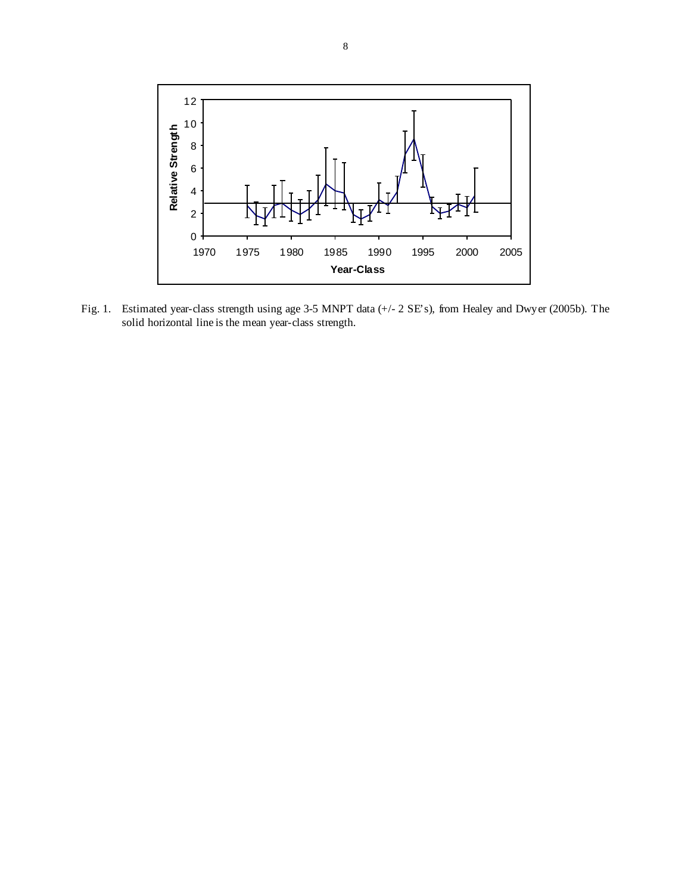Fig. 1. Estimated year-class strength using age 3-5 MNPT data (+/- 2 SE's), from Healey and Dwyer (2005b). The solid horizontal line is the mean year-class strength.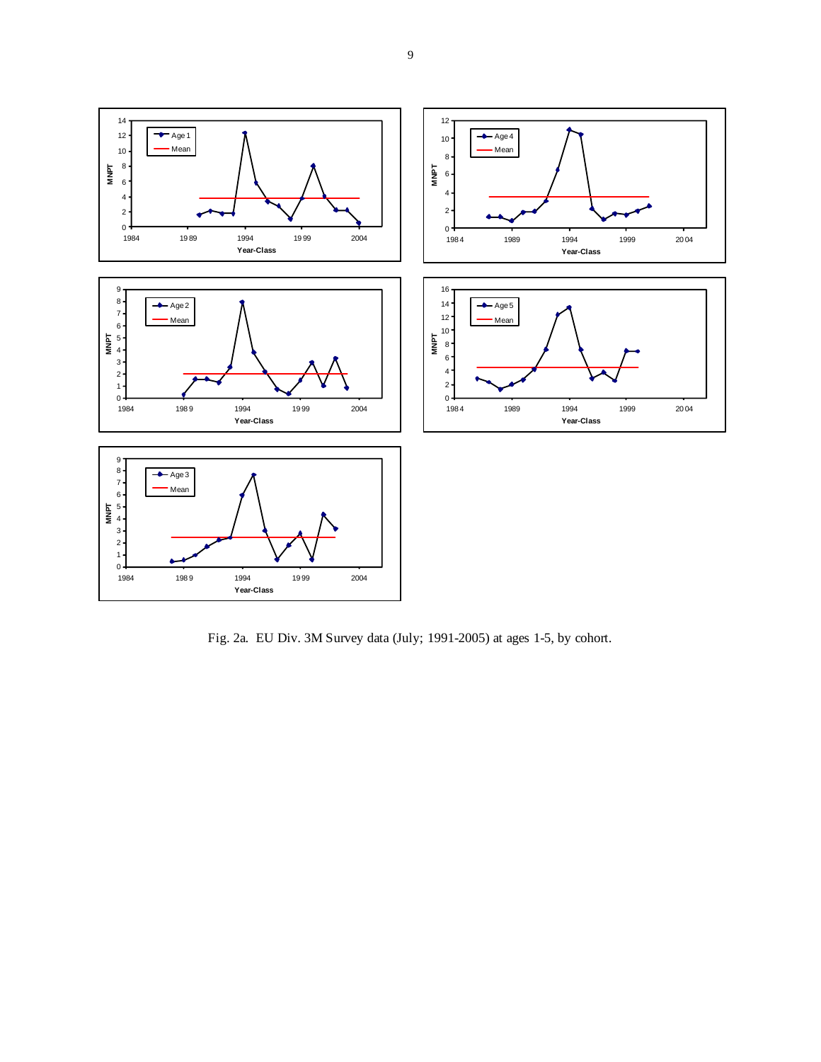Fig. 2a. EU Div. 3M Survey data (July; 1991-2005) at ages 1-5, by cohort.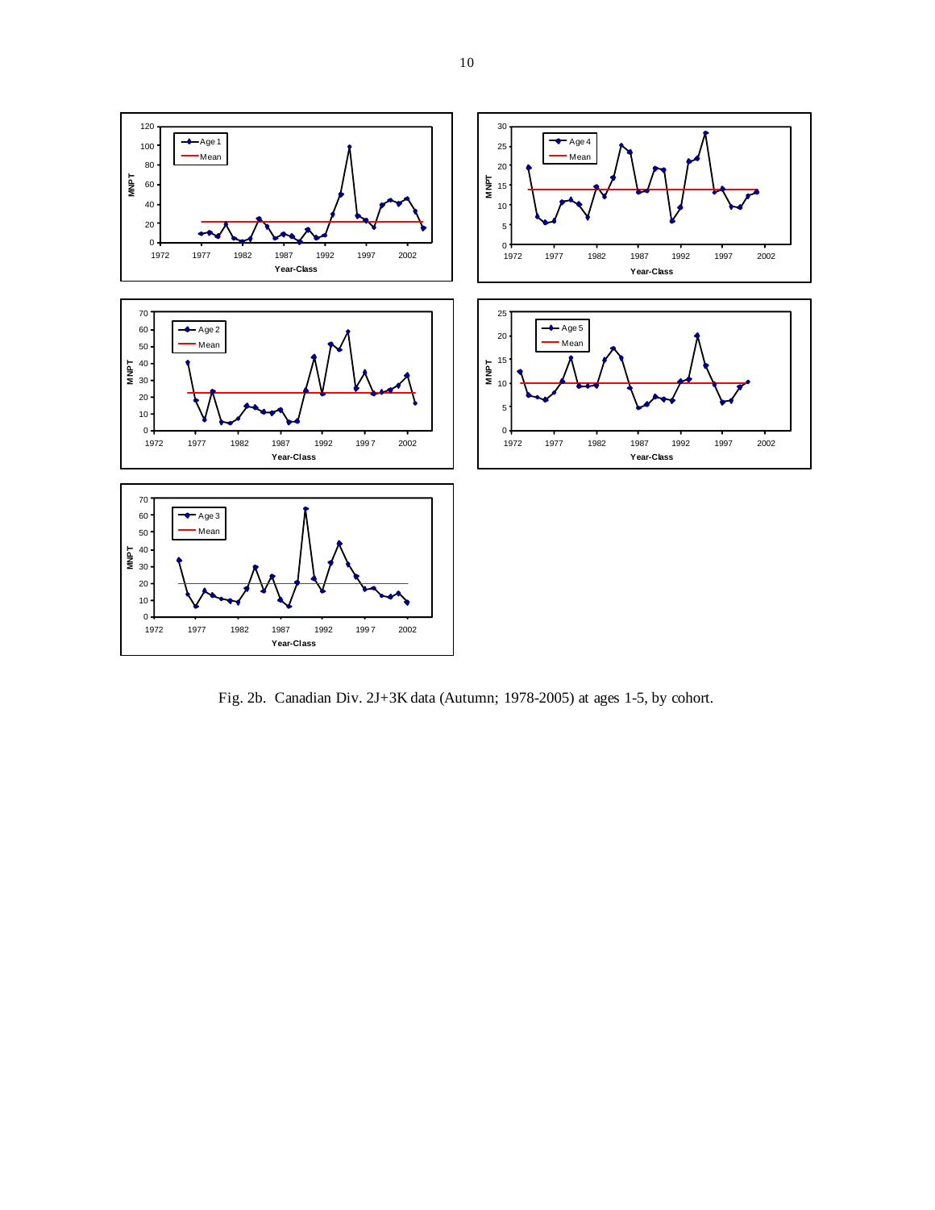Fig. 2b. Canadian Div. 2J+3K data (Autumn; 1978-2005) at ages 1-5, by cohort.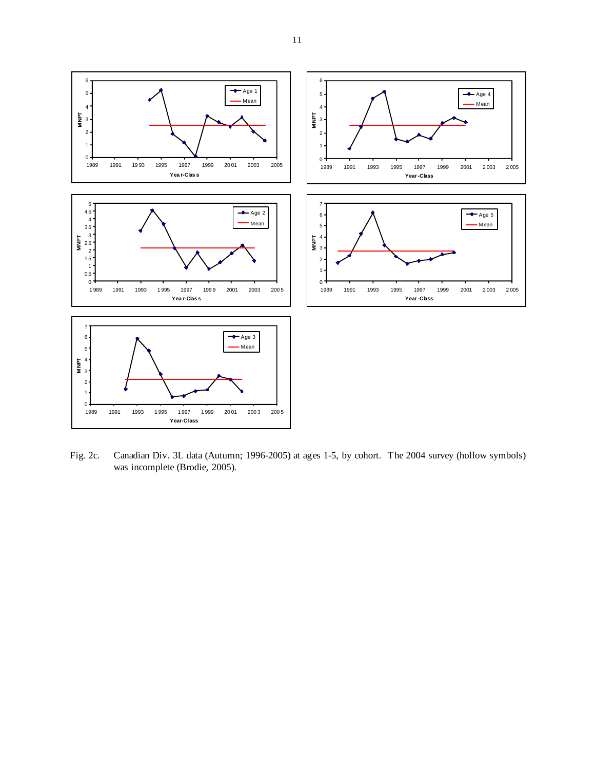Fig. 2c. Canadian Div. 3L data (Autumn; 1996-2005) at ages 1-5, by cohort. The 2004 survey (hollow symbols) was incomplete (Brodie, 2005).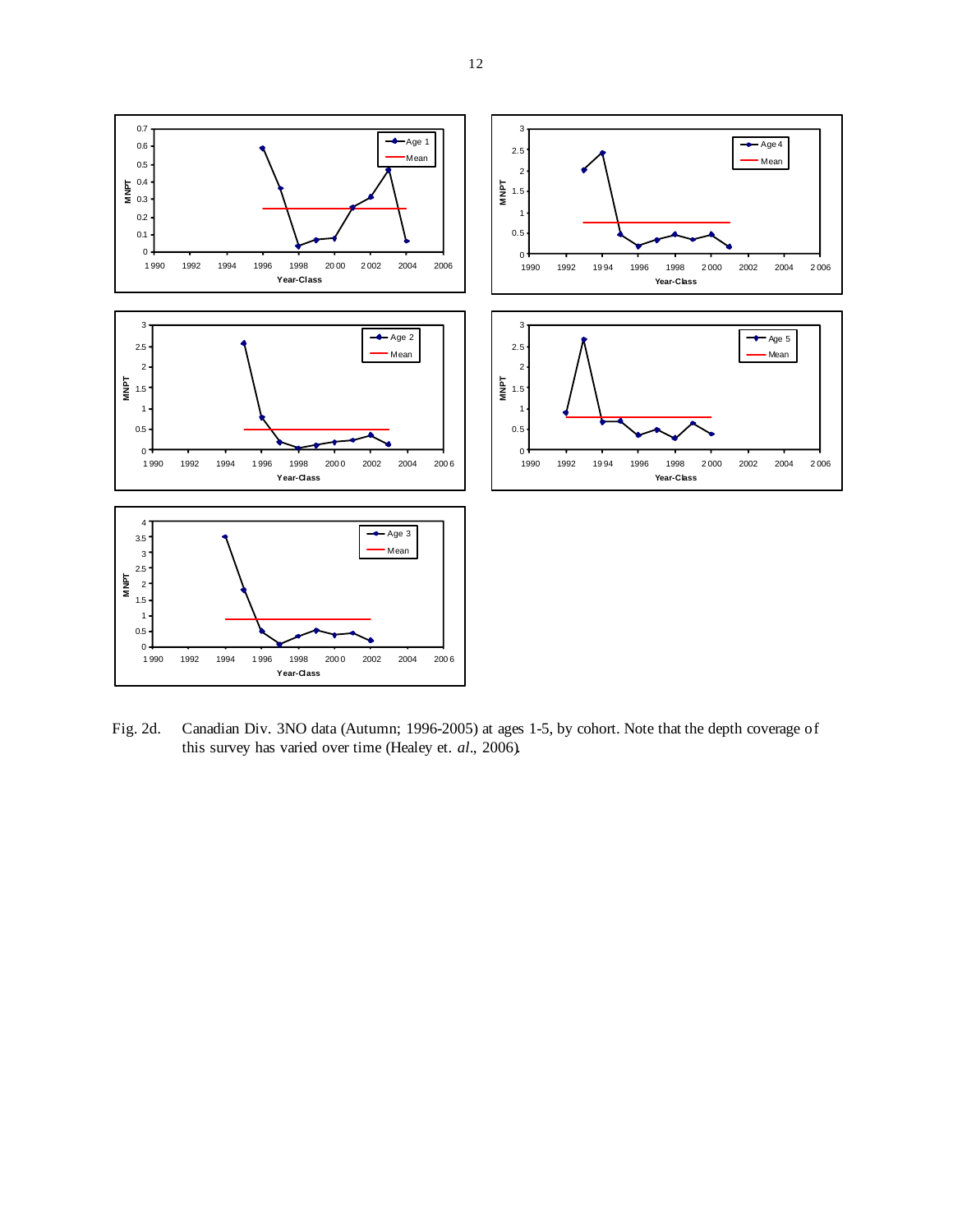Fig. 2d. Canadian Div. 3NO data (Autumn; 1996-2005) at ages 1-5, by cohort. Note that the depth coverage of this survey has varied over time (Healey et. *al*., 2006).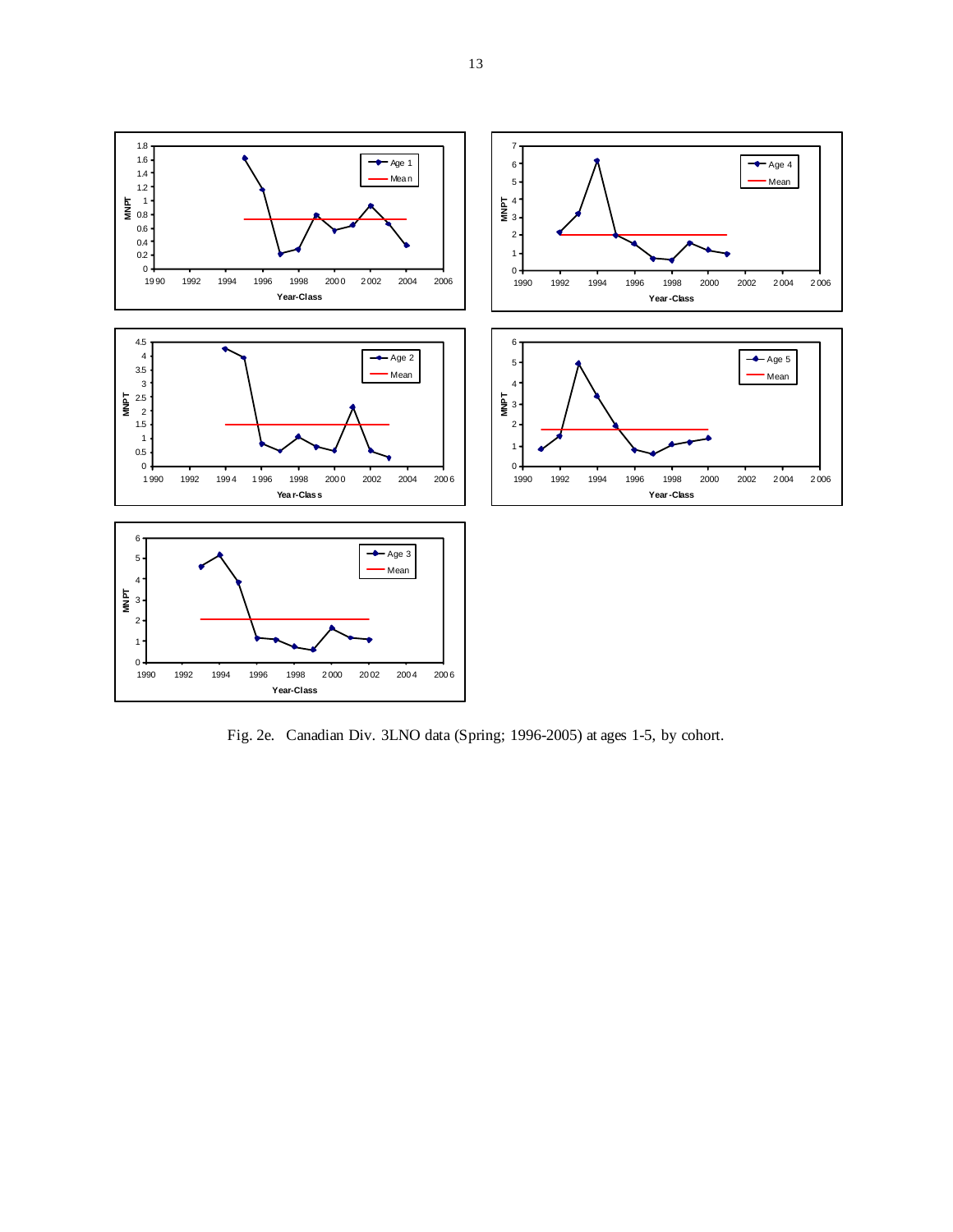Fig. 2e.   Canadian Div. 3LNO data (Spring; 1996-2005) at ages 1-5, by cohort.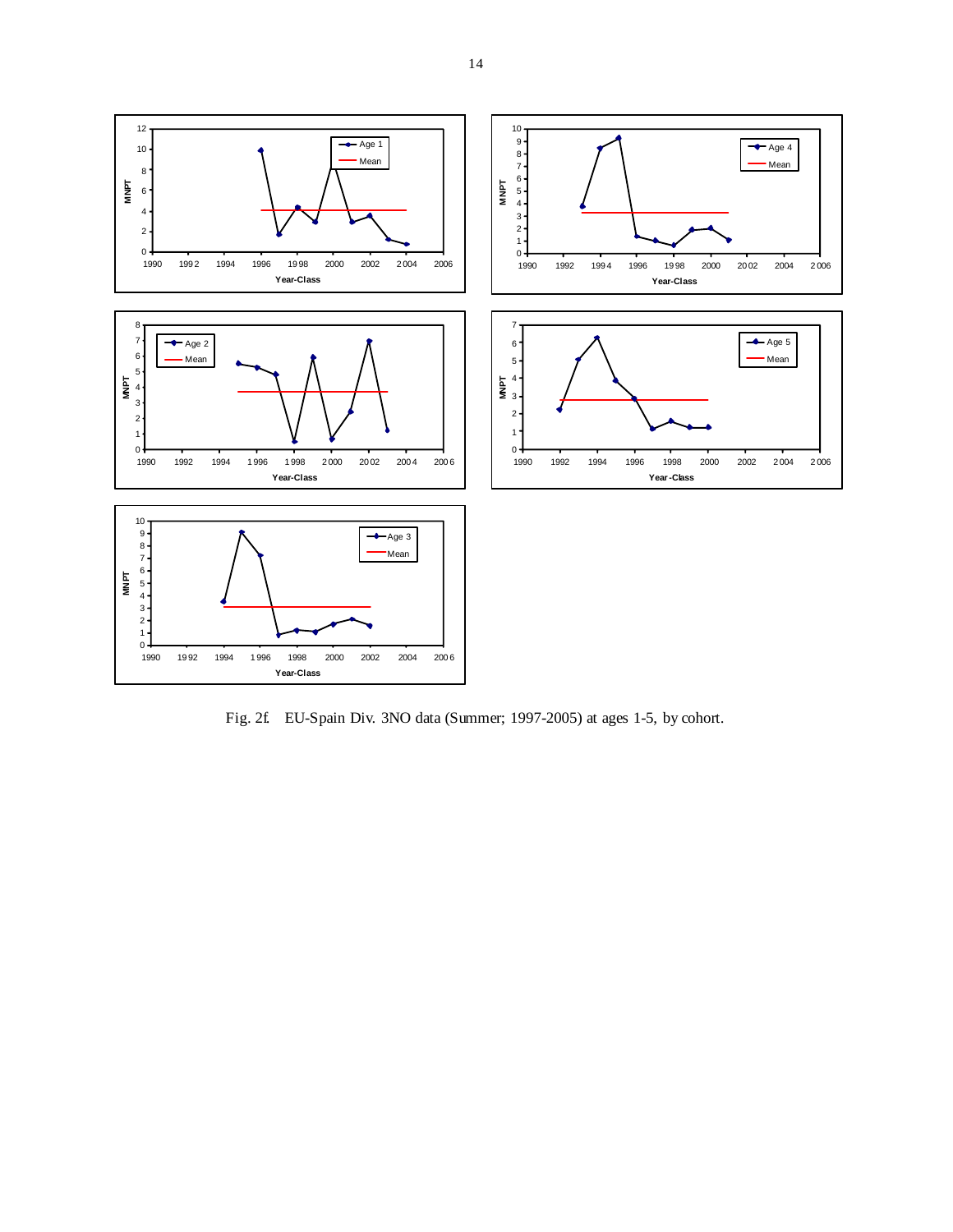Fig. 2f. EU-Spain Div. 3NO data (Summer; 1997-2005) at ages 1-5, by cohort.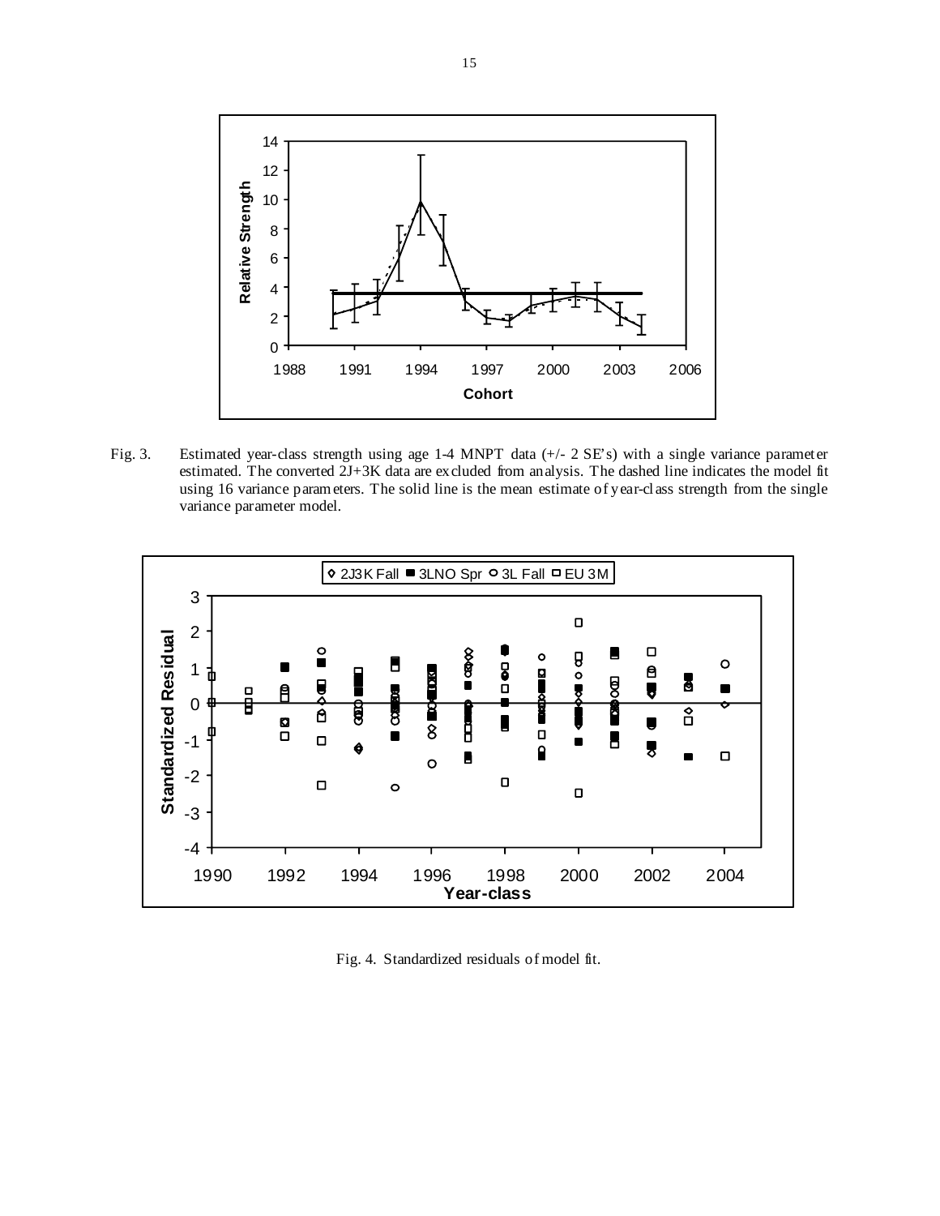Fig. 3. Estimated year-class strength using age 1-4 MNPT data (+/- 2 SE's) with a single variance parameter estimated. The converted 2J+3K data are excluded from analysis. The dashed line indicates the model fit using 16 variance parameters. The solid line is the mean estimate of year-class strength from the single variance parameter model.

Fig. 4. Standardized residuals of model fit.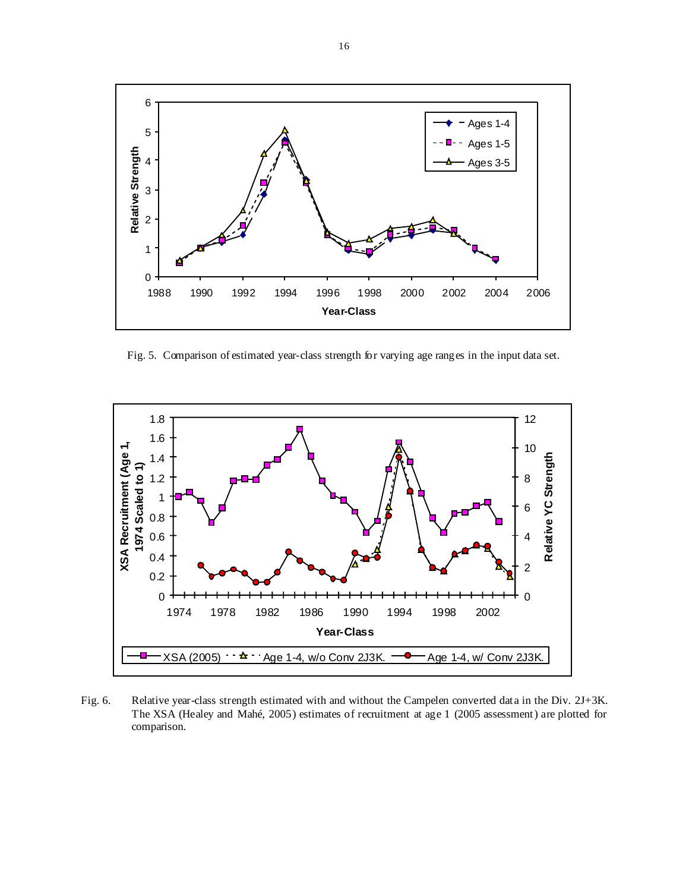6
5
4
3
2
1
0

Relative Strength

1988 1990 1992 1994 1996 1998 2000 2002 2004 2006

Year-Class

Ages 1-4
Ages 1-5
Ages 3-5

Fig. 5. Comparison of estimated year-class strength for varying age ranges in the input data set.

1.8
1.6
1.4
1.2
1
0.8
0.6
0.4
0.2
0

XSA Recruitment (Age 1, 1974 Scaled to 1)

12
10
8
6
4
2
0

Relative YC Strength

1974 1978 1982 1986 1990 1994 1998 2002

Year-Class

XSA (2005) Age 1-4, w/o Conv 2J3K. Age 1-4, w/ Conv 2J3K.

Fig. 6. Relative year-class strength estimated with and without the Campelen converted data in the Div. 2J+3K. The XSA (Healey and Mahé, 2005) estimates of recruitment at age 1 (2005 assessment) are plotted for comparison.